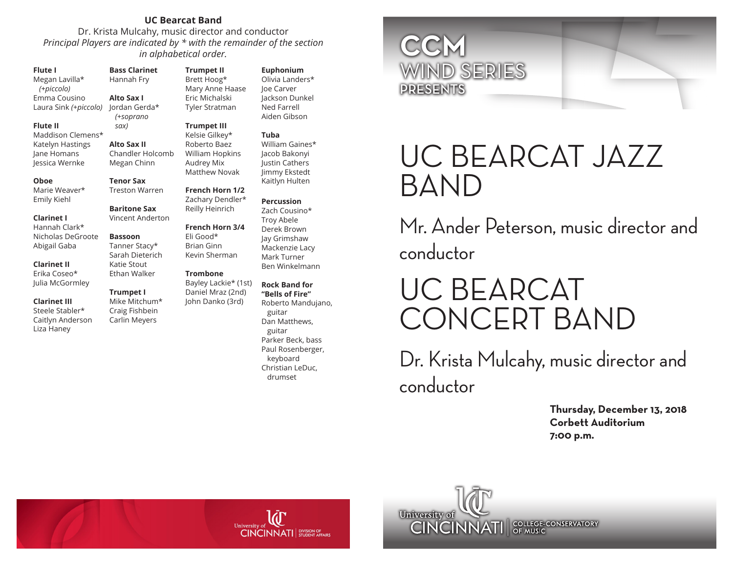## UC Bearcat Band

Dr. Krista Mulcahy, music director and conductor

*Principal Players are indicated by * with the remainder of the section in alphabetical order.*

**Flute I**
Megan Lavilla* *(+piccolo)*
Emma Cousino
Laura Sink *(+piccolo)*

**Flute II**
Maddison Clemens*
Katelyn Hastings
Jane Homans
Jessica Wernke

**Oboe**
Marie Weaver*
Emily Kiehl

**Clarinet I**
Hannah Clark*
Nicholas DeGroote
Abigail Gaba

**Clarinet II**
Erika Coseo*
Julia McGormley

**Clarinet III**
Steele Stabler*
Caitlyn Anderson
Liza Haney

**Bass Clarinet**
Hannah Fry

**Alto Sax I**
Jordan Gerda* *(+soprano sax)*

**Alto Sax II**
Chandler Holcomb
Megan Chinn

**Tenor Sax**
Treston Warren

**Baritone Sax**
Vincent Anderton

**Bassoon**
Tanner Stacy*
Sarah Dieterich
Katie Stout
Ethan Walker

**Trumpet I**
Mike Mitchum*
Craig Fishbein
Carlin Meyers

**Trumpet II**
Brett Hoog*
Mary Anne Haase
Eric Michalski
Tyler Stratman

**Trumpet III**
Kelsie Gilkey*
Roberto Baez
William Hopkins
Audrey Mix
Matthew Novak

**French Horn 1/2**
Zachary Dendler*
Reilly Heinrich

**French Horn 3/4**
Eli Good*
Brian Ginn
Kevin Sherman

**Trombone**
Bayley Lackie* (1st)
Daniel Mraz (2nd)
John Danko (3rd)

**Euphonium**
Olivia Landers*
Joe Carver
Jackson Dunkel
Ned Farrell
Aiden Gibson

**Tuba**
William Gaines*
Jacob Bakonyi
Justin Cathers
Jimmy Ekstedt
Kaitlyn Hulten

**Percussion**
Zach Cousino*
Troy Abele
Derek Brown
Jay Grimshaw
Mackenzie Lacy
Mark Turner
Ben Winkelmann

**Rock Band for "Bells of Fire"**
Roberto Mandujano, guitar
Dan Matthews, guitar
Parker Beck, bass
Paul Rosenberger, keyboard
Christian LeDuc, drumset

University of Cincinnati | Division of Student Affairs

---

CCM WIND SERIES PRESENTS

# UC BEARCAT JAZZ BAND

Mr. Ander Peterson, music director and conductor

# UC BEARCAT CONCERT BAND

Dr. Krista Mulcahy, music director and conductor

**Thursday, December 13, 2018**
**Corbett Auditorium**
**7:00 p.m.**

University of Cincinnati | College-Conservatory of Music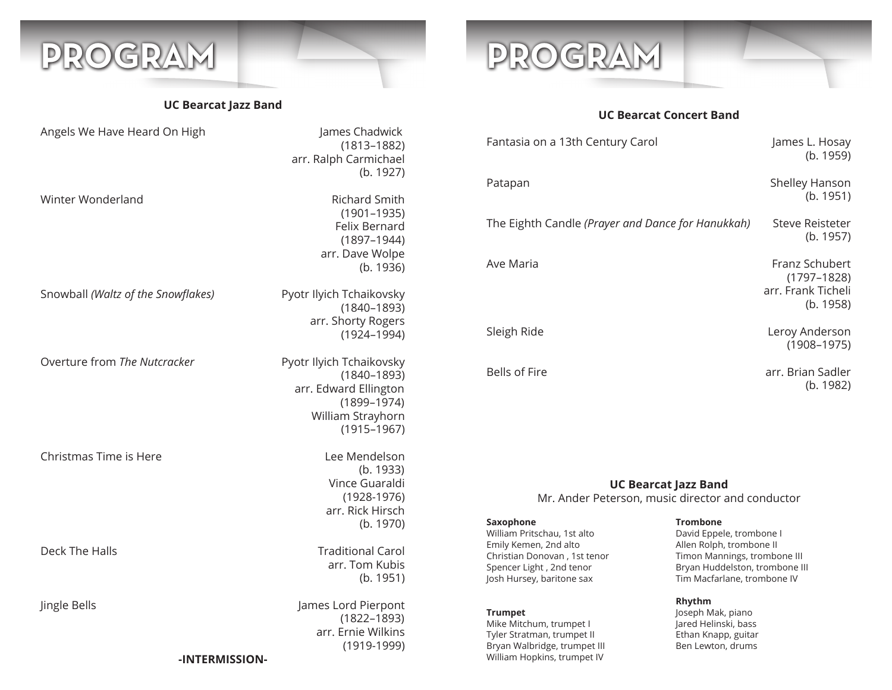# PROGRAM

**UC Bearcat Jazz Band**

| | |
|---|---|
| Angels We Have Heard On High | James Chadwick (1813–1882) arr. Ralph Carmichael (b. 1927) |
| Winter Wonderland | Richard Smith (1901–1935) Felix Bernard (1897–1944) arr. Dave Wolpe (b. 1936) |
| Snowball *(Waltz of the Snowflakes)* | Pyotr Ilyich Tchaikovsky (1840–1893) arr. Shorty Rogers (1924–1994) |
| Overture from *The Nutcracker* | Pyotr Ilyich Tchaikovsky (1840–1893) arr. Edward Ellington (1899–1974) William Strayhorn (1915–1967) |
| Christmas Time is Here | Lee Mendelson (b. 1933) Vince Guaraldi (1928-1976) arr. Rick Hirsch (b. 1970) |
| Deck The Halls | Traditional Carol arr. Tom Kubis (b. 1951) |
| Jingle Bells | James Lord Pierpont (1822–1893) arr. Ernie Wilkins (1919-1999) |

**-INTERMISSION-**

# PROGRAM

**UC Bearcat Concert Band**

| | |
|---|---|
| Fantasia on a 13th Century Carol | James L. Hosay (b. 1959) |
| Patapan | Shelley Hanson (b. 1951) |
| The Eighth Candle *(Prayer and Dance for Hanukkah)* | Steve Reisteter (b. 1957) |
| Ave Maria | Franz Schubert (1797–1828) arr. Frank Ticheli (b. 1958) |
| Sleigh Ride | Leroy Anderson (1908–1975) |
| Bells of Fire | arr. Brian Sadler (b. 1982) |

**UC Bearcat Jazz Band**

Mr. Ander Peterson, music director and conductor

**Saxophone**
William Pritschau, 1st alto
Emily Kemen, 2nd alto
Christian Donovan , 1st tenor
Spencer Light , 2nd tenor
Josh Hursey, baritone sax

**Trumpet**
Mike Mitchum, trumpet I
Tyler Stratman, trumpet II
Bryan Walbridge, trumpet III
William Hopkins, trumpet IV

**Trombone**
David Eppele, trombone I
Allen Rolph, trombone II
Timon Mannings, trombone III
Bryan Huddelston, trombone III
Tim Macfarlane, trombone IV

**Rhythm**
Joseph Mak, piano
Jared Helinski, bass
Ethan Knapp, guitar
Ben Lewton, drums